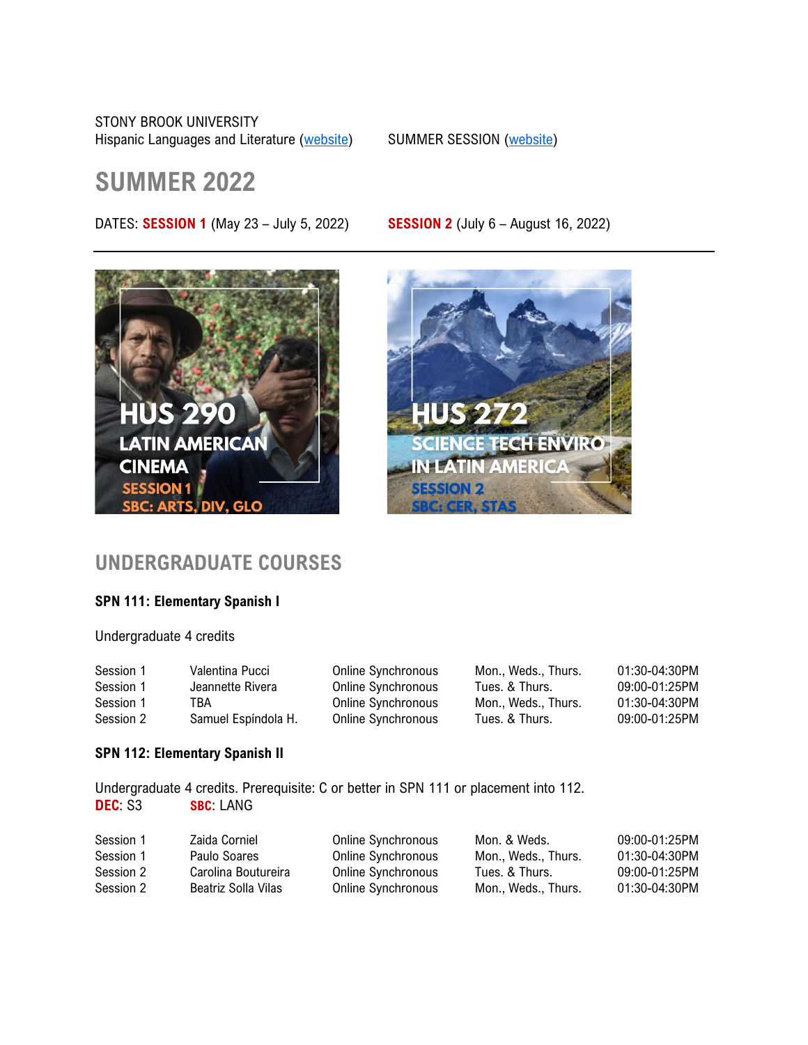STONY BROOK UNIVERSITY
Hispanic Languages and Literature (website)

SUMMER SESSION (website)

# SUMMER 2022

DATES: **SESSION 1** (May 23 – July 5, 2022) **SESSION 2** (July 6 – August 16, 2022)

HUS 290
LATIN AMERICAN CINEMA
SESSION 1
SBC: ARTS, DIV, GLO

HUS 272
SCIENCE TECH ENVIRO IN LATIN AMERICA
SESSION 2
SBC: CER, STAS

## UNDERGRADUATE COURSES

### SPN 111: Elementary Spanish I

Undergraduate 4 credits

| Session | Instructor | Format | Days | Time |
|---|---|---|---|---|
| Session 1 | Valentina Pucci | Online Synchronous | Mon., Weds., Thurs. | 01:30-04:30PM |
| Session 1 | Jeannette Rivera | Online Synchronous | Tues. & Thurs. | 09:00-01:25PM |
| Session 1 | TBA | Online Synchronous | Mon., Weds., Thurs. | 01:30-04:30PM |
| Session 2 | Samuel Espíndola H. | Online Synchronous | Tues. & Thurs. | 09:00-01:25PM |

### SPN 112: Elementary Spanish II

Undergraduate 4 credits. Prerequisite: C or better in SPN 111 or placement into 112.
**DEC**: S3 **SBC**: LANG

| Session | Instructor | Format | Days | Time |
|---|---|---|---|---|
| Session 1 | Zaida Corniel | Online Synchronous | Mon. & Weds. | 09:00-01:25PM |
| Session 1 | Paulo Soares | Online Synchronous | Mon., Weds., Thurs. | 01:30-04:30PM |
| Session 2 | Carolina Boutureira | Online Synchronous | Tues. & Thurs. | 09:00-01:25PM |
| Session 2 | Beatriz Solla Vilas | Online Synchronous | Mon., Weds., Thurs. | 01:30-04:30PM |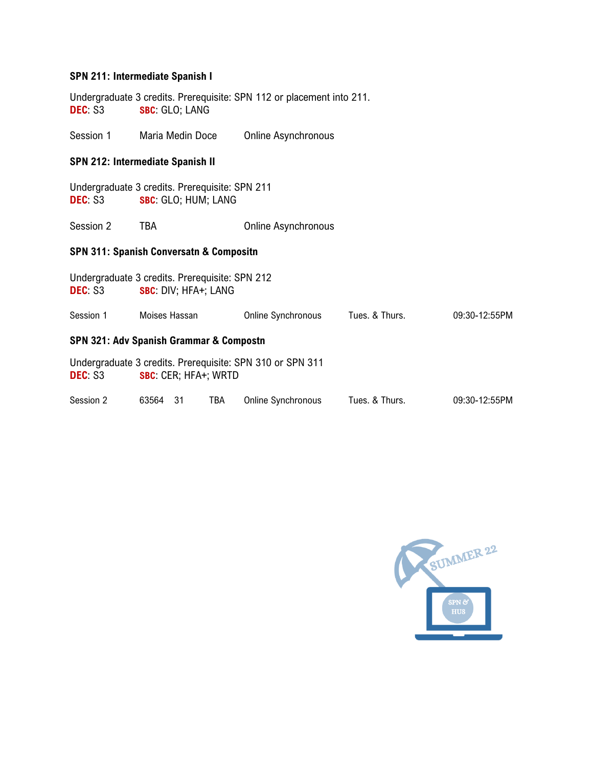**SPN 211: Intermediate Spanish I**

Undergraduate 3 credits. Prerequisite: SPN 112 or placement into 211.
**DEC**: S3 **SBC**: GLO; LANG

Session 1 Maria Medin Doce Online Asynchronous

**SPN 212: Intermediate Spanish II**

Undergraduate 3 credits. Prerequisite: SPN 211
**DEC**: S3 **SBC**: GLO; HUM; LANG

Session 2 TBA Online Asynchronous

**SPN 311: Spanish Conversatn & Compositn**

Undergraduate 3 credits. Prerequisite: SPN 212
**DEC**: S3 **SBC**: DIV; HFA+; LANG

Session 1 Moises Hassan Online Synchronous Tues. & Thurs. 09:30-12:55PM

**SPN 321: Adv Spanish Grammar & Compostn**

Undergraduate 3 credits. Prerequisite: SPN 310 or SPN 311
**DEC**: S3 **SBC**: CER; HFA+; WRTD

Session 2 63564 31 TBA Online Synchronous Tues. & Thurs. 09:30-12:55PM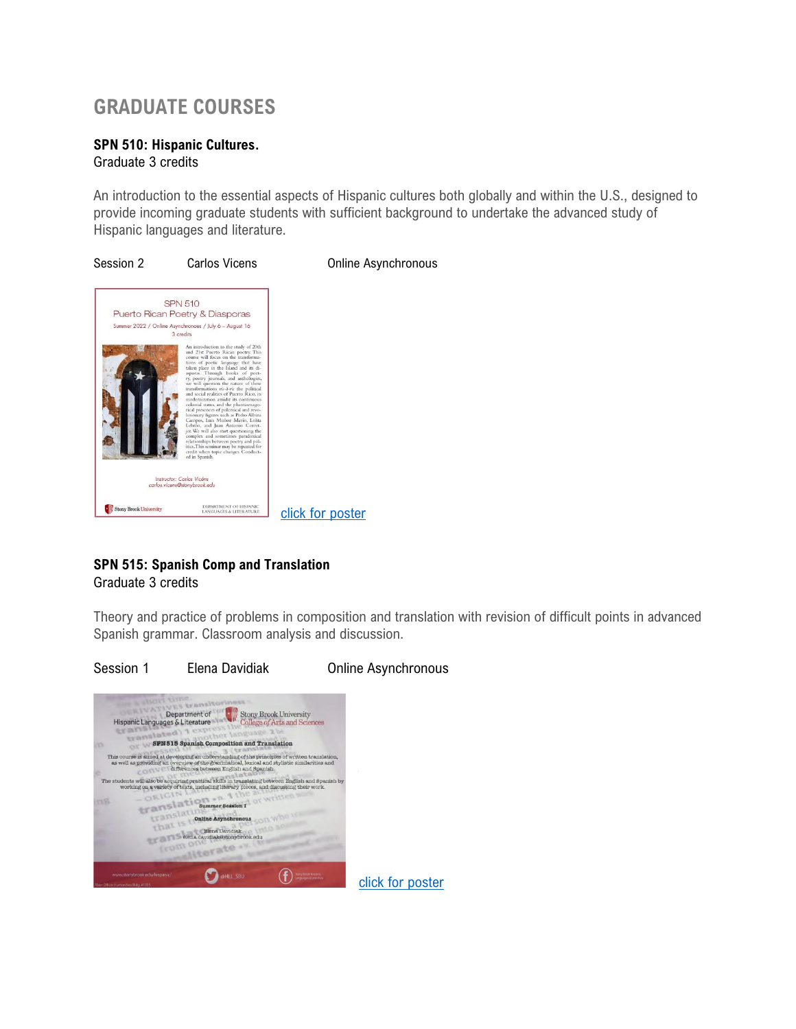# GRADUATE COURSES

**SPN 510: Hispanic Cultures.**
Graduate 3 credits

An introduction to the essential aspects of Hispanic cultures both globally and within the U.S., designed to provide incoming graduate students with sufficient background to undertake the advanced study of Hispanic languages and literature.

Session 2 Carlos Vicens Online Asynchronous

click for poster

**SPN 515: Spanish Comp and Translation**
Graduate 3 credits

Theory and practice of problems in composition and translation with revision of difficult points in advanced Spanish grammar. Classroom analysis and discussion.

Session 1 Elena Davidiak Online Asynchronous

click for poster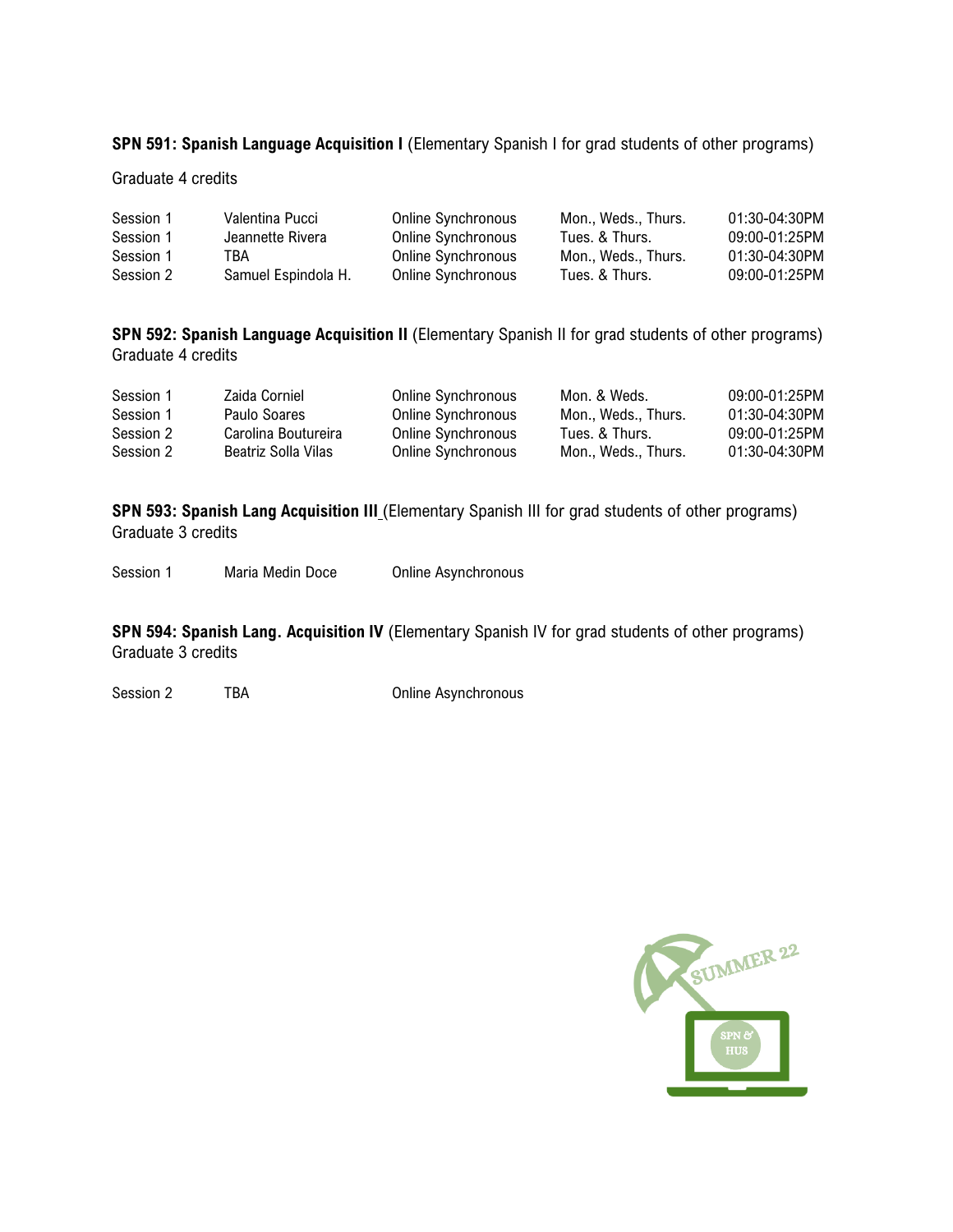**SPN 591: Spanish Language Acquisition I** (Elementary Spanish I for grad students of other programs)

Graduate 4 credits

| | | | | |
|---|---|---|---|---|
| Session 1 | Valentina Pucci | Online Synchronous | Mon., Weds., Thurs. | 01:30-04:30PM |
| Session 1 | Jeannette Rivera | Online Synchronous | Tues. & Thurs. | 09:00-01:25PM |
| Session 1 | TBA | Online Synchronous | Mon., Weds., Thurs. | 01:30-04:30PM |
| Session 2 | Samuel Espindola H. | Online Synchronous | Tues. & Thurs. | 09:00-01:25PM |

**SPN 592: Spanish Language Acquisition II** (Elementary Spanish II for grad students of other programs)
Graduate 4 credits

| | | | | |
|---|---|---|---|---|
| Session 1 | Zaida Corniel | Online Synchronous | Mon. & Weds. | 09:00-01:25PM |
| Session 1 | Paulo Soares | Online Synchronous | Mon., Weds., Thurs. | 01:30-04:30PM |
| Session 2 | Carolina Boutureira | Online Synchronous | Tues. & Thurs. | 09:00-01:25PM |
| Session 2 | Beatriz Solla Vilas | Online Synchronous | Mon., Weds., Thurs. | 01:30-04:30PM |

**SPN 593: Spanish Lang Acquisition III** (Elementary Spanish III for grad students of other programs)
Graduate 3 credits

| | | |
|---|---|---|
| Session 1 | Maria Medin Doce | Online Asynchronous |

**SPN 594: Spanish Lang. Acquisition IV** (Elementary Spanish IV for grad students of other programs)
Graduate 3 credits

| | | |
|---|---|---|
| Session 2 | TBA | Online Asynchronous |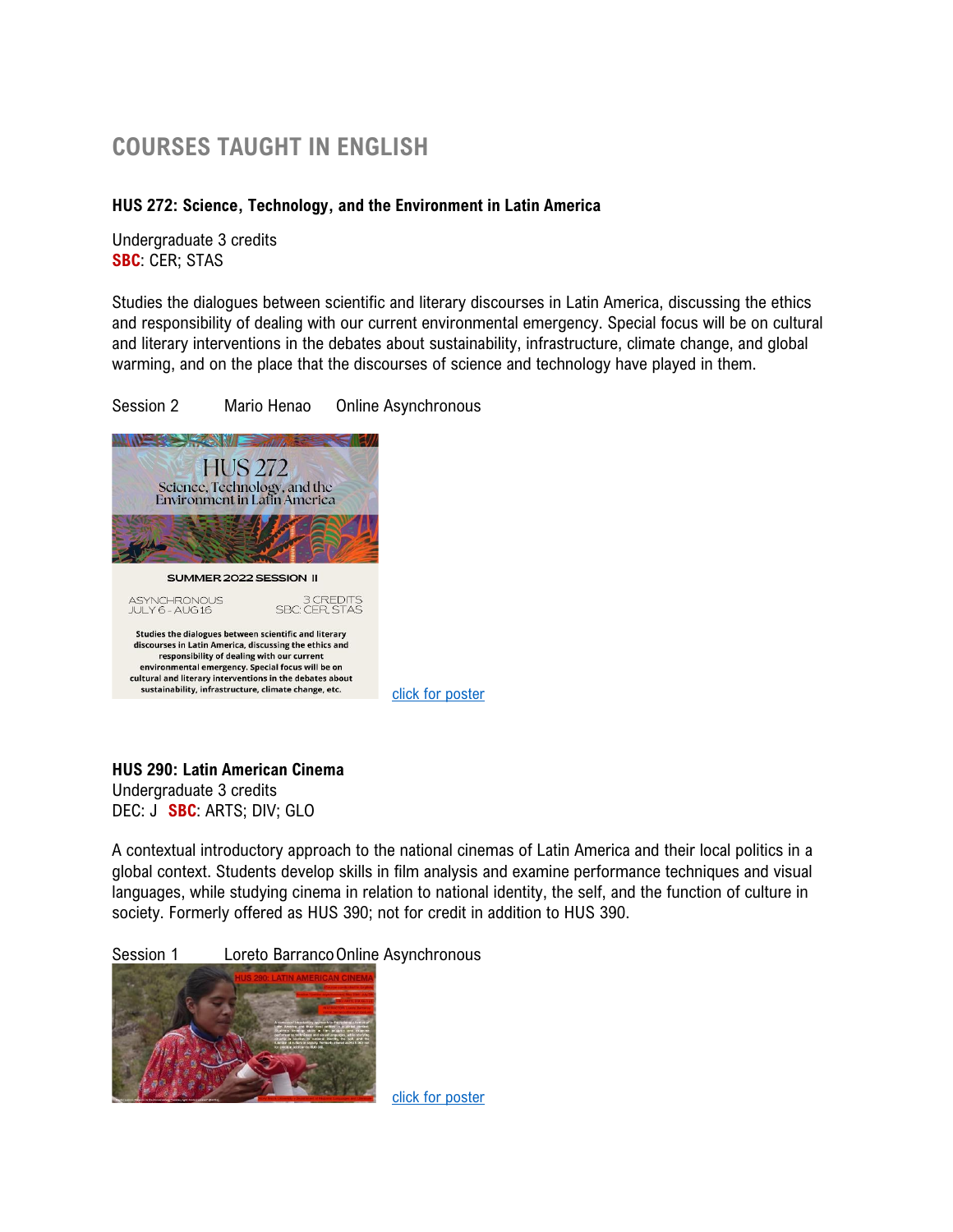## COURSES TAUGHT IN ENGLISH

**HUS 272: Science, Technology, and the Environment in Latin America**

Undergraduate 3 credits
**SBC**: CER; STAS

Studies the dialogues between scientific and literary discourses in Latin America, discussing the ethics and responsibility of dealing with our current environmental emergency. Special focus will be on cultural and literary interventions in the debates about sustainability, infrastructure, climate change, and global warming, and on the place that the discourses of science and technology have played in them.

Session 2 Mario Henao Online Asynchronous

click for poster

**HUS 290: Latin American Cinema**
Undergraduate 3 credits
DEC: J **SBC**: ARTS; DIV; GLO

A contextual introductory approach to the national cinemas of Latin America and their local politics in a global context. Students develop skills in film analysis and examine performance techniques and visual languages, while studying cinema in relation to national identity, the self, and the function of culture in society. Formerly offered as HUS 390; not for credit in addition to HUS 390.

Session 1 Loreto Barranco Online Asynchronous

click for poster